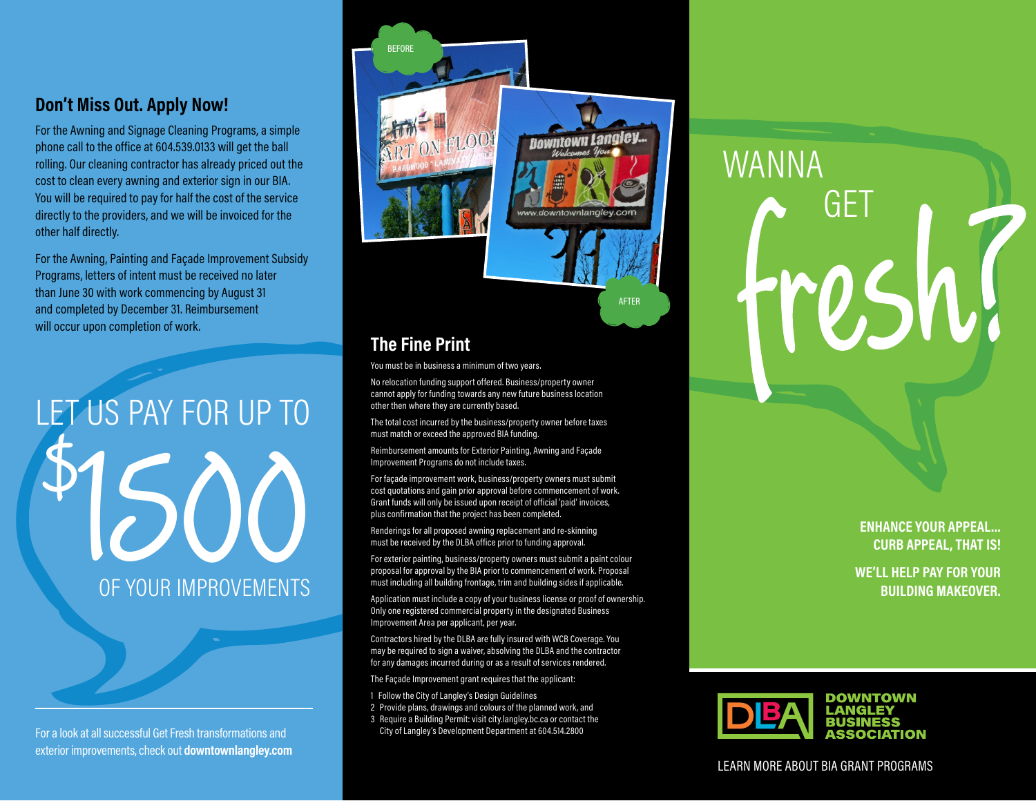## Don't Miss Out. Apply Now!

For the Awning and Signage Cleaning Programs, a simple phone call to the office at 604.539.0133 will get the ball rolling. Our cleaning contractor has already priced out the cost to clean every awning and exterior sign in our BIA. You will be required to pay for half the cost of the service directly to the providers, and we will be invoiced for the other half directly.

For the Awning, Painting and Façade Improvement Subsidy Programs, letters of intent must be received no later than June 30 with work commencing by August 31 and completed by December 31. Reimbursement will occur upon completion of work.

LET US PAY FOR UP TO

# $1500

OF YOUR IMPROVEMENTS

For a look at all successful Get Fresh transformations and exterior improvements, check out **downtownlangley.com**

BEFORE

AFTER

## The Fine Print

You must be in business a minimum of two years.

No relocation funding support offered. Business/property owner cannot apply for funding towards any new future business location other then where they are currently based.

The total cost incurred by the business/property owner before taxes must match or exceed the approved BIA funding.

Reimbursement amounts for Exterior Painting, Awning and Façade Improvement Programs do not include taxes.

For façade improvement work, business/property owners must submit cost quotations and gain prior approval before commencement of work. Grant funds will only be issued upon receipt of official 'paid' invoices, plus confirmation that the project has been completed.

Renderings for all proposed awning replacement and re-skinning must be received by the DLBA office prior to funding approval.

For exterior painting, business/property owners must submit a paint colour proposal for approval by the BIA prior to commencement of work. Proposal must including all building frontage, trim and building sides if applicable.

Application must include a copy of your business license or proof of ownership. Only one registered commercial property in the designated Business Improvement Area per applicant, per year.

Contractors hired by the DLBA are fully insured with WCB Coverage. You may be required to sign a waiver, absolving the DLBA and the contractor for any damages incurred during or as a result of services rendered.

The Façade Improvement grant requires that the applicant:

1. Follow the City of Langley's Design Guidelines
2. Provide plans, drawings and colours of the planned work, and
3. Require a Building Permit: visit city.langley.bc.ca or contact the City of Langley's Development Department at 604.514.2800

# WANNA GET fresh?

**ENHANCE YOUR APPEAL... CURB APPEAL, THAT IS!**

**WE'LL HELP PAY FOR YOUR BUILDING MAKEOVER.**

DLBA **DOWNTOWN LANGLEY BUSINESS ASSOCIATION**

LEARN MORE ABOUT BIA GRANT PROGRAMS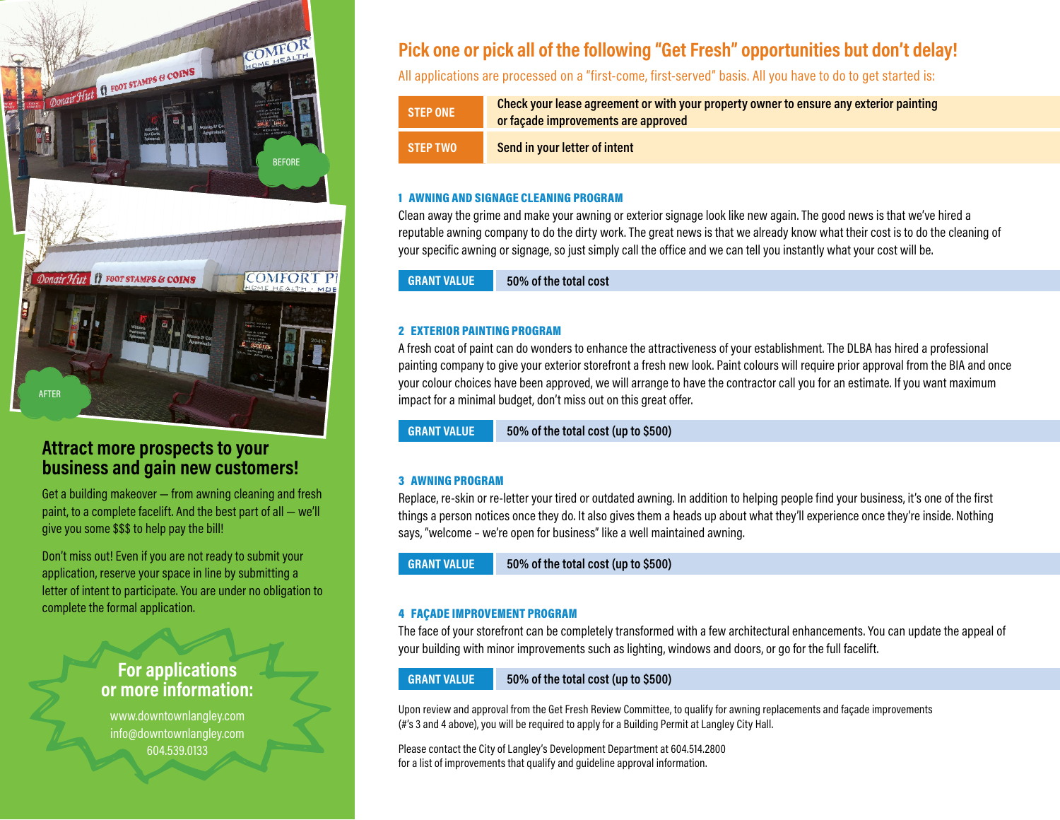BEFORE

AFTER

## Attract more prospects to your business and gain new customers!

Get a building makeover — from awning cleaning and fresh paint, to a complete facelift. And the best part of all — we'll give you some $$$ to help pay the bill!

Don't miss out! Even if you are not ready to submit your application, reserve your space in line by submitting a letter of intent to participate. You are under no obligation to complete the formal application.

**For applications or more information:**

www.downtownlangley.com
info@downtownlangley.com
604.539.0133

## Pick one or pick all of the following "Get Fresh" opportunities but don't delay!

All applications are processed on a "first-come, first-served" basis. All you have to do to get started is:

| | |
|---|---|
| **STEP ONE** | **Check your lease agreement or with your property owner to ensure any exterior painting or façade improvements are approved** |
| **STEP TWO** | **Send in your letter of intent** |

### 1 AWNING AND SIGNAGE CLEANING PROGRAM

Clean away the grime and make your awning or exterior signage look like new again. The good news is that we've hired a reputable awning company to do the dirty work. The great news is that we already know what their cost is to do the cleaning of your specific awning or signage, so just simply call the office and we can tell you instantly what your cost will be.

**GRANT VALUE** 50% of the total cost

### 2 EXTERIOR PAINTING PROGRAM

A fresh coat of paint can do wonders to enhance the attractiveness of your establishment. The DLBA has hired a professional painting company to give your exterior storefront a fresh new look. Paint colours will require prior approval from the BIA and once your colour choices have been approved, we will arrange to have the contractor call you for an estimate. If you want maximum impact for a minimal budget, don't miss out on this great offer.

**GRANT VALUE** 50% of the total cost (up to $500)

### 3 AWNING PROGRAM

Replace, re-skin or re-letter your tired or outdated awning. In addition to helping people find your business, it's one of the first things a person notices once they do. It also gives them a heads up about what they'll experience once they're inside. Nothing says, "welcome – we're open for business" like a well maintained awning.

**GRANT VALUE** 50% of the total cost (up to $500)

### 4 FAÇADE IMPROVEMENT PROGRAM

The face of your storefront can be completely transformed with a few architectural enhancements. You can update the appeal of your building with minor improvements such as lighting, windows and doors, or go for the full facelift.

**GRANT VALUE** 50% of the total cost (up to $500)

Upon review and approval from the Get Fresh Review Committee, to qualify for awning replacements and façade improvements (#'s 3 and 4 above), you will be required to apply for a Building Permit at Langley City Hall.

Please contact the City of Langley's Development Department at 604.514.2800 for a list of improvements that qualify and guideline approval information.